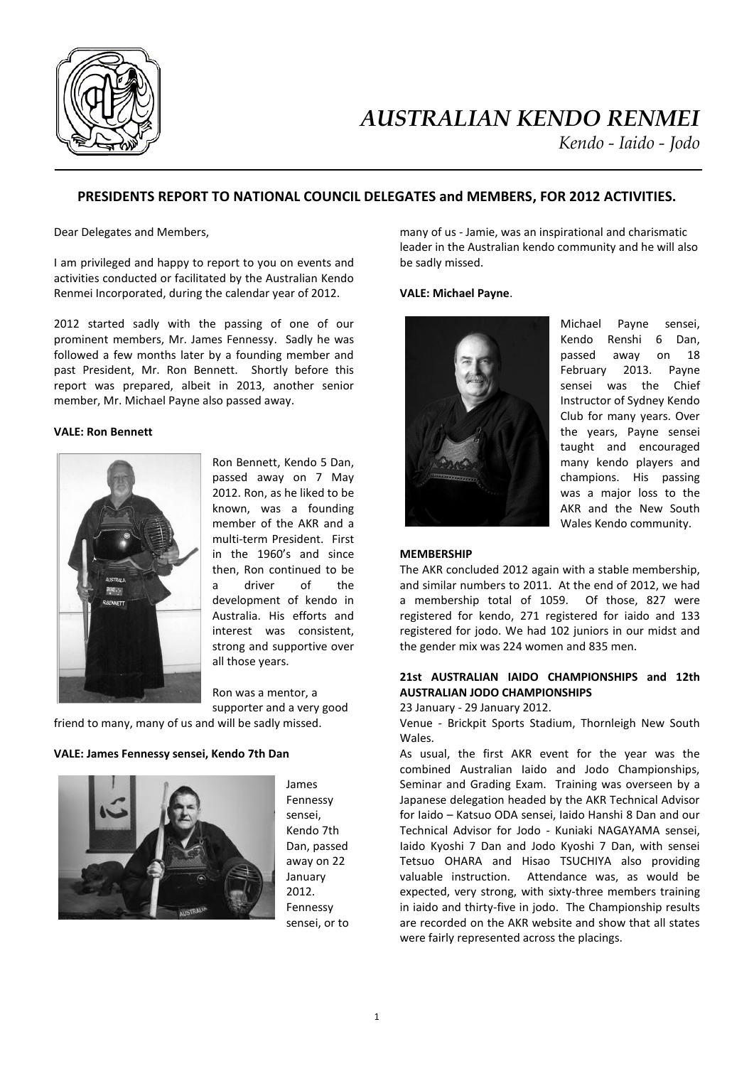# AUSTRALIAN KENDO RENMEI

*Kendo - Iaido - Jodo*

## PRESIDENTS REPORT TO NATIONAL COUNCIL DELEGATES and MEMBERS, FOR 2012 ACTIVITIES.

Dear Delegates and Members,

I am privileged and happy to report to you on events and activities conducted or facilitated by the Australian Kendo Renmei Incorporated, during the calendar year of 2012.

2012 started sadly with the passing of one of our prominent members, Mr. James Fennessy. Sadly he was followed a few months later by a founding member and past President, Mr. Ron Bennett. Shortly before this report was prepared, albeit in 2013, another senior member, Mr. Michael Payne also passed away.

**VALE: Ron Bennett**

Ron Bennett, Kendo 5 Dan, passed away on 7 May 2012. Ron, as he liked to be known, was a founding member of the AKR and a multi-term President. First in the 1960's and since then, Ron continued to be a driver of the development of kendo in Australia. His efforts and interest was consistent, strong and supportive over all those years.

Ron was a mentor, a supporter and a very good friend to many, many of us and will be sadly missed.

**VALE: James Fennessy sensei, Kendo 7th Dan**

James Fennessy sensei, Kendo 7th Dan, passed away on 22 January 2012. Fennessy sensei, or to many of us - Jamie, was an inspirational and charismatic leader in the Australian kendo community and he will also be sadly missed.

**VALE: Michael Payne**.

Michael Payne sensei, Kendo Renshi 6 Dan, passed away on 18 February 2013. Payne sensei was the Chief Instructor of Sydney Kendo Club for many years. Over the years, Payne sensei taught and encouraged many kendo players and champions. His passing was a major loss to the AKR and the New South Wales Kendo community.

**MEMBERSHIP**

The AKR concluded 2012 again with a stable membership, and similar numbers to 2011. At the end of 2012, we had a membership total of 1059. Of those, 827 were registered for kendo, 271 registered for iaido and 133 registered for jodo. We had 102 juniors in our midst and the gender mix was 224 women and 835 men.

**21st AUSTRALIAN IAIDO CHAMPIONSHIPS and 12th AUSTRALIAN JODO CHAMPIONSHIPS**

23 January - 29 January 2012.

Venue - Brickpit Sports Stadium, Thornleigh New South Wales.

As usual, the first AKR event for the year was the combined Australian Iaido and Jodo Championships, Seminar and Grading Exam. Training was overseen by a Japanese delegation headed by the AKR Technical Advisor for Iaido – Katsuo ODA sensei, Iaido Hanshi 8 Dan and our Technical Advisor for Jodo - Kuniaki NAGAYAMA sensei, Iaido Kyoshi 7 Dan and Jodo Kyoshi 7 Dan, with sensei Tetsuo OHARA and Hisao TSUCHIYA also providing valuable instruction. Attendance was, as would be expected, very strong, with sixty-three members training in iaido and thirty-five in jodo. The Championship results are recorded on the AKR website and show that all states were fairly represented across the placings.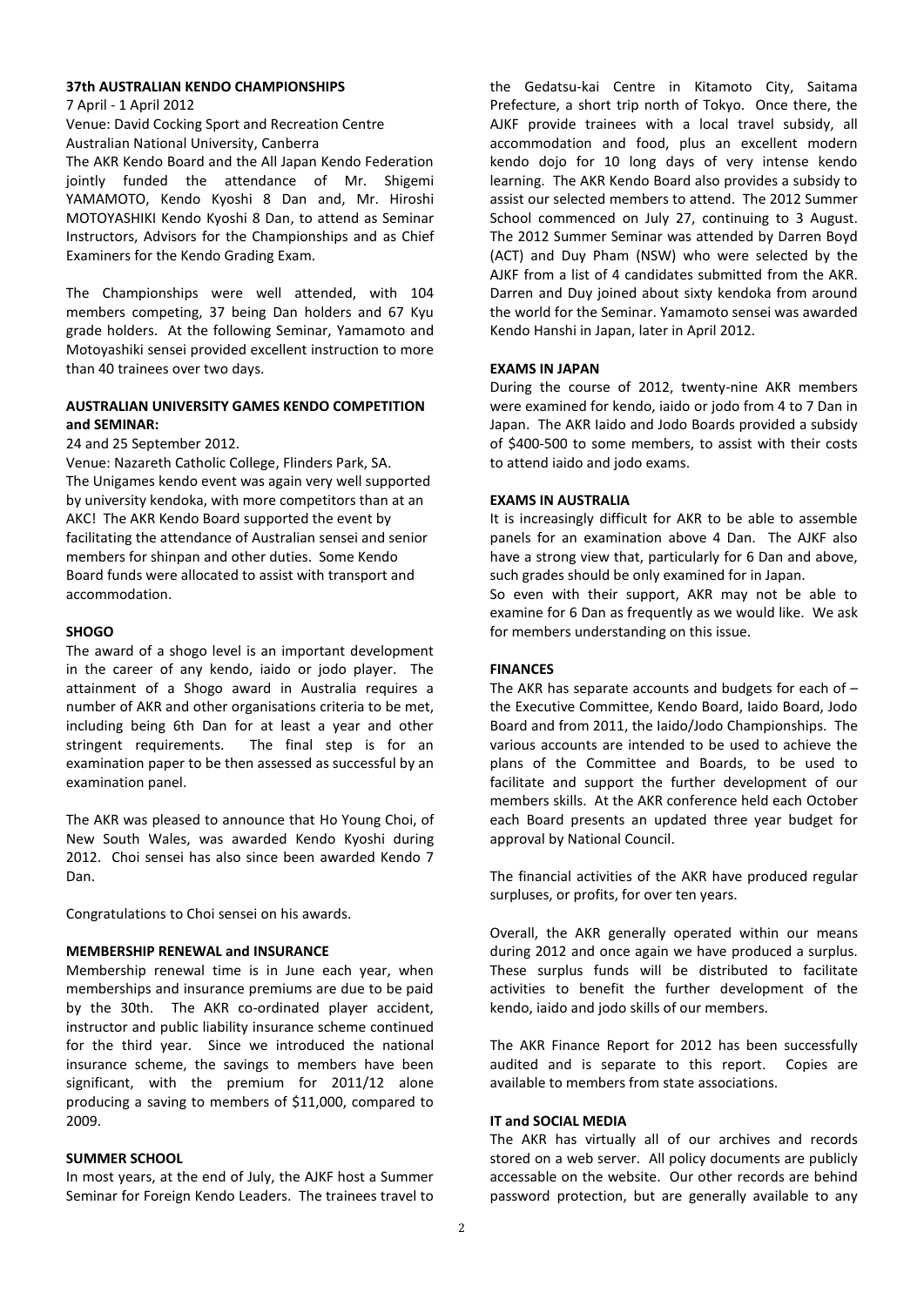**37th AUSTRALIAN KENDO CHAMPIONSHIPS**

7 April - 1 April 2012

Venue: David Cocking Sport and Recreation Centre Australian National University, Canberra

The AKR Kendo Board and the All Japan Kendo Federation jointly funded the attendance of Mr. Shigemi YAMAMOTO, Kendo Kyoshi 8 Dan and, Mr. Hiroshi MOTOYASHIKI Kendo Kyoshi 8 Dan, to attend as Seminar Instructors, Advisors for the Championships and as Chief Examiners for the Kendo Grading Exam.

The Championships were well attended, with 104 members competing, 37 being Dan holders and 67 Kyu grade holders. At the following Seminar, Yamamoto and Motoyashiki sensei provided excellent instruction to more than 40 trainees over two days.

**AUSTRALIAN UNIVERSITY GAMES KENDO COMPETITION and SEMINAR:**

24 and 25 September 2012.

Venue: Nazareth Catholic College, Flinders Park, SA.

The Unigames kendo event was again very well supported by university kendoka, with more competitors than at an AKC! The AKR Kendo Board supported the event by facilitating the attendance of Australian sensei and senior members for shinpan and other duties. Some Kendo Board funds were allocated to assist with transport and accommodation.

**SHOGO**

The award of a shogo level is an important development in the career of any kendo, iaido or jodo player. The attainment of a Shogo award in Australia requires a number of AKR and other organisations criteria to be met, including being 6th Dan for at least a year and other stringent requirements. The final step is for an examination paper to be then assessed as successful by an examination panel.

The AKR was pleased to announce that Ho Young Choi, of New South Wales, was awarded Kendo Kyoshi during 2012. Choi sensei has also since been awarded Kendo 7 Dan.

Congratulations to Choi sensei on his awards.

**MEMBERSHIP RENEWAL and INSURANCE**

Membership renewal time is in June each year, when memberships and insurance premiums are due to be paid by the 30th. The AKR co-ordinated player accident, instructor and public liability insurance scheme continued for the third year. Since we introduced the national insurance scheme, the savings to members have been significant, with the premium for 2011/12 alone producing a saving to members of $11,000, compared to 2009.

**SUMMER SCHOOL**

In most years, at the end of July, the AJKF host a Summer Seminar for Foreign Kendo Leaders. The trainees travel to the Gedatsu-kai Centre in Kitamoto City, Saitama Prefecture, a short trip north of Tokyo. Once there, the AJKF provide trainees with a local travel subsidy, all accommodation and food, plus an excellent modern kendo dojo for 10 long days of very intense kendo learning. The AKR Kendo Board also provides a subsidy to assist our selected members to attend. The 2012 Summer School commenced on July 27, continuing to 3 August. The 2012 Summer Seminar was attended by Darren Boyd (ACT) and Duy Pham (NSW) who were selected by the AJKF from a list of 4 candidates submitted from the AKR. Darren and Duy joined about sixty kendoka from around the world for the Seminar. Yamamoto sensei was awarded Kendo Hanshi in Japan, later in April 2012.

**EXAMS IN JAPAN**

During the course of 2012, twenty-nine AKR members were examined for kendo, iaido or jodo from 4 to 7 Dan in Japan. The AKR Iaido and Jodo Boards provided a subsidy of $400-500 to some members, to assist with their costs to attend iaido and jodo exams.

**EXAMS IN AUSTRALIA**

It is increasingly difficult for AKR to be able to assemble panels for an examination above 4 Dan. The AJKF also have a strong view that, particularly for 6 Dan and above, such grades should be only examined for in Japan.

So even with their support, AKR may not be able to examine for 6 Dan as frequently as we would like. We ask for members understanding on this issue.

**FINANCES**

The AKR has separate accounts and budgets for each of – the Executive Committee, Kendo Board, Iaido Board, Jodo Board and from 2011, the Iaido/Jodo Championships. The various accounts are intended to be used to achieve the plans of the Committee and Boards, to be used to facilitate and support the further development of our members skills. At the AKR conference held each October each Board presents an updated three year budget for approval by National Council.

The financial activities of the AKR have produced regular surpluses, or profits, for over ten years.

Overall, the AKR generally operated within our means during 2012 and once again we have produced a surplus. These surplus funds will be distributed to facilitate activities to benefit the further development of the kendo, iaido and jodo skills of our members.

The AKR Finance Report for 2012 has been successfully audited and is separate to this report. Copies are available to members from state associations.

**IT and SOCIAL MEDIA**

The AKR has virtually all of our archives and records stored on a web server. All policy documents are publicly accessable on the website. Our other records are behind password protection, but are generally available to any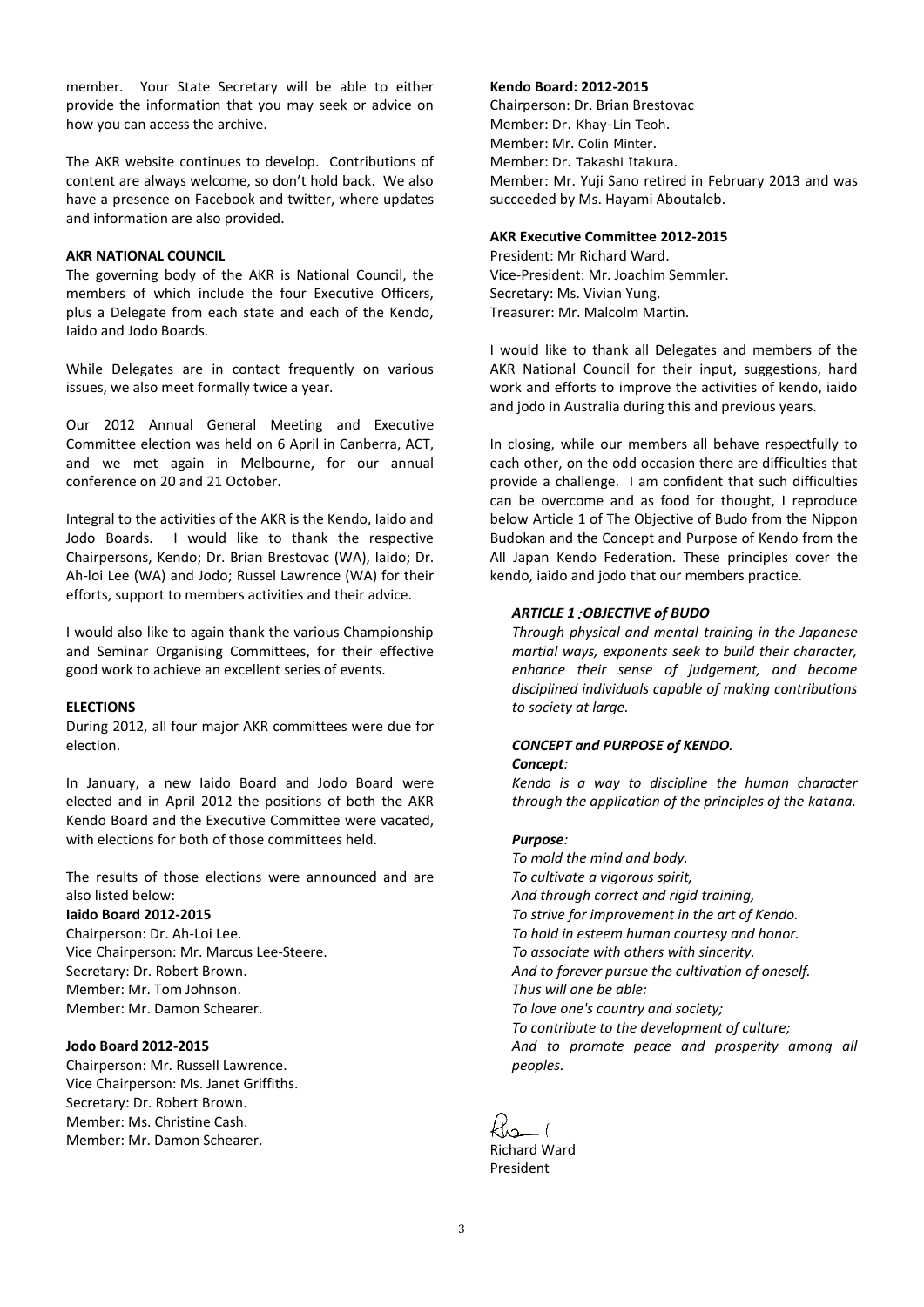member. Your State Secretary will be able to either provide the information that you may seek or advice on how you can access the archive.

The AKR website continues to develop. Contributions of content are always welcome, so don't hold back. We also have a presence on Facebook and twitter, where updates and information are also provided.

**AKR NATIONAL COUNCIL**

The governing body of the AKR is National Council, the members of which include the four Executive Officers, plus a Delegate from each state and each of the Kendo, Iaido and Jodo Boards.

While Delegates are in contact frequently on various issues, we also meet formally twice a year.

Our 2012 Annual General Meeting and Executive Committee election was held on 6 April in Canberra, ACT, and we met again in Melbourne, for our annual conference on 20 and 21 October.

Integral to the activities of the AKR is the Kendo, Iaido and Jodo Boards. I would like to thank the respective Chairpersons, Kendo; Dr. Brian Brestovac (WA), Iaido; Dr. Ah-loi Lee (WA) and Jodo; Russel Lawrence (WA) for their efforts, support to members activities and their advice.

I would also like to again thank the various Championship and Seminar Organising Committees, for their effective good work to achieve an excellent series of events.

**ELECTIONS**

During 2012, all four major AKR committees were due for election.

In January, a new Iaido Board and Jodo Board were elected and in April 2012 the positions of both the AKR Kendo Board and the Executive Committee were vacated, with elections for both of those committees held.

The results of those elections were announced and are also listed below:

**Iaido Board 2012-2015**

Chairperson: Dr. Ah-Loi Lee.
Vice Chairperson: Mr. Marcus Lee-Steere.
Secretary: Dr. Robert Brown.
Member: Mr. Tom Johnson.
Member: Mr. Damon Schearer.

**Jodo Board 2012-2015**

Chairperson: Mr. Russell Lawrence.
Vice Chairperson: Ms. Janet Griffiths.
Secretary: Dr. Robert Brown.
Member: Ms. Christine Cash.
Member: Mr. Damon Schearer.

**Kendo Board: 2012-2015**

Chairperson: Dr. Brian Brestovac
Member: Dr. Khay-Lin Teoh.
Member: Mr. Colin Minter.
Member: Dr. Takashi Itakura.
Member: Mr. Yuji Sano retired in February 2013 and was succeeded by Ms. Hayami Aboutaleb.

**AKR Executive Committee 2012-2015**

President: Mr Richard Ward.
Vice-President: Mr. Joachim Semmler.
Secretary: Ms. Vivian Yung.
Treasurer: Mr. Malcolm Martin.

I would like to thank all Delegates and members of the AKR National Council for their input, suggestions, hard work and efforts to improve the activities of kendo, iaido and jodo in Australia during this and previous years.

In closing, while our members all behave respectfully to each other, on the odd occasion there are difficulties that provide a challenge. I am confident that such difficulties can be overcome and as food for thought, I reproduce below Article 1 of The Objective of Budo from the Nippon Budokan and the Concept and Purpose of Kendo from the All Japan Kendo Federation. These principles cover the kendo, iaido and jodo that our members practice.

***ARTICLE 1 :OBJECTIVE of BUDO***

*Through physical and mental training in the Japanese martial ways, exponents seek to build their character, enhance their sense of judgement, and become disciplined individuals capable of making contributions to society at large.*

***CONCEPT and PURPOSE of KENDO.***

***Concept:***

*Kendo is a way to discipline the human character through the application of the principles of the katana.*

***Purpose:***

*To mold the mind and body.*
*To cultivate a vigorous spirit,*
*And through correct and rigid training,*
*To strive for improvement in the art of Kendo.*
*To hold in esteem human courtesy and honor.*
*To associate with others with sincerity.*
*And to forever pursue the cultivation of oneself.*
*Thus will one be able:*
*To love one's country and society;*
*To contribute to the development of culture;*
*And to promote peace and prosperity among all peoples.*

Richard Ward
President